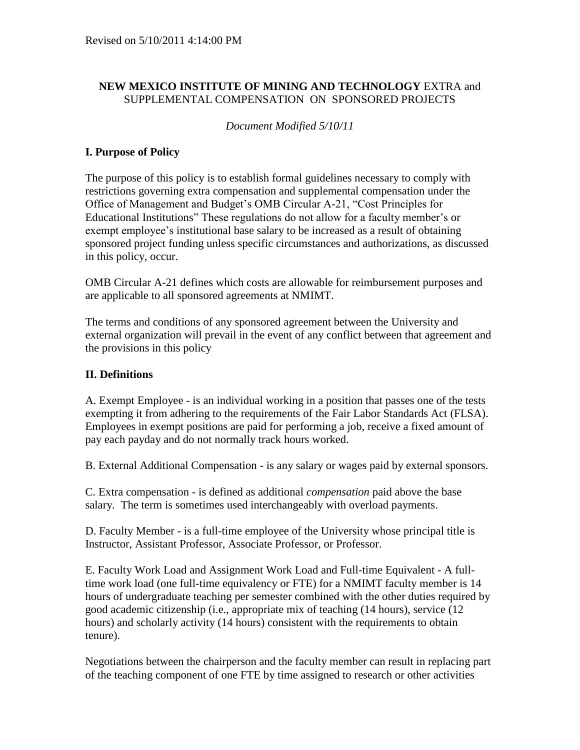Revised on 5/10/2011 4:14:00 PM

**NEW MEXICO INSTITUTE OF MINING AND TECHNOLOGY** EXTRA and SUPPLEMENTAL COMPENSATION ON SPONSORED PROJECTS

*Document Modified 5/10/11*

## I. Purpose of Policy

The purpose of this policy is to establish formal guidelines necessary to comply with restrictions governing extra compensation and supplemental compensation under the Office of Management and Budget's OMB Circular A-21, "Cost Principles for Educational Institutions" These regulations do not allow for a faculty member's or exempt employee's institutional base salary to be increased as a result of obtaining sponsored project funding unless specific circumstances and authorizations, as discussed in this policy, occur.

OMB Circular A-21 defines which costs are allowable for reimbursement purposes and are applicable to all sponsored agreements at NMIMT.

The terms and conditions of any sponsored agreement between the University and external organization will prevail in the event of any conflict between that agreement and the provisions in this policy

## II. Definitions

A. Exempt Employee - is an individual working in a position that passes one of the tests exempting it from adhering to the requirements of the Fair Labor Standards Act (FLSA). Employees in exempt positions are paid for performing a job, receive a fixed amount of pay each payday and do not normally track hours worked.

B. External Additional Compensation - is any salary or wages paid by external sponsors.

C. Extra compensation - is defined as additional *compensation* paid above the base salary. The term is sometimes used interchangeably with overload payments.

D. Faculty Member - is a full-time employee of the University whose principal title is Instructor, Assistant Professor, Associate Professor, or Professor.

E. Faculty Work Load and Assignment Work Load and Full-time Equivalent - A full-time work load (one full-time equivalency or FTE) for a NMIMT faculty member is 14 hours of undergraduate teaching per semester combined with the other duties required by good academic citizenship (i.e., appropriate mix of teaching (14 hours), service (12 hours) and scholarly activity (14 hours) consistent with the requirements to obtain tenure).

Negotiations between the chairperson and the faculty member can result in replacing part of the teaching component of one FTE by time assigned to research or other activities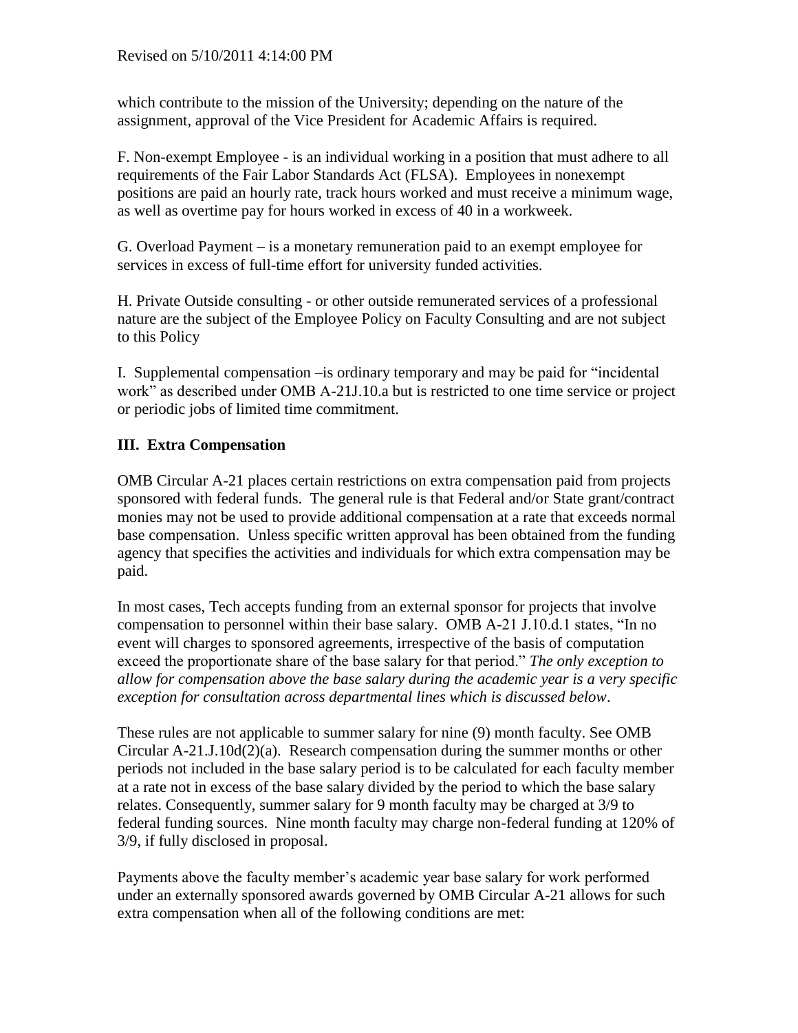which contribute to the mission of the University; depending on the nature of the assignment, approval of the Vice President for Academic Affairs is required.

F. Non-exempt Employee - is an individual working in a position that must adhere to all requirements of the Fair Labor Standards Act (FLSA). Employees in nonexempt positions are paid an hourly rate, track hours worked and must receive a minimum wage, as well as overtime pay for hours worked in excess of 40 in a workweek.

G. Overload Payment – is a monetary remuneration paid to an exempt employee for services in excess of full-time effort for university funded activities.

H. Private Outside consulting - or other outside remunerated services of a professional nature are the subject of the Employee Policy on Faculty Consulting and are not subject to this Policy

I. Supplemental compensation –is ordinary temporary and may be paid for "incidental work" as described under OMB A-21J.10.a but is restricted to one time service or project or periodic jobs of limited time commitment.

## III. Extra Compensation

OMB Circular A-21 places certain restrictions on extra compensation paid from projects sponsored with federal funds. The general rule is that Federal and/or State grant/contract monies may not be used to provide additional compensation at a rate that exceeds normal base compensation. Unless specific written approval has been obtained from the funding agency that specifies the activities and individuals for which extra compensation may be paid.

In most cases, Tech accepts funding from an external sponsor for projects that involve compensation to personnel within their base salary. OMB A-21 J.10.d.1 states, "In no event will charges to sponsored agreements, irrespective of the basis of computation exceed the proportionate share of the base salary for that period." *The only exception to allow for compensation above the base salary during the academic year is a very specific exception for consultation across departmental lines which is discussed below*.

These rules are not applicable to summer salary for nine (9) month faculty. See OMB Circular A-21.J.10d(2)(a). Research compensation during the summer months or other periods not included in the base salary period is to be calculated for each faculty member at a rate not in excess of the base salary divided by the period to which the base salary relates. Consequently, summer salary for 9 month faculty may be charged at 3/9 to federal funding sources. Nine month faculty may charge non-federal funding at 120% of 3/9, if fully disclosed in proposal.

Payments above the faculty member's academic year base salary for work performed under an externally sponsored awards governed by OMB Circular A-21 allows for such extra compensation when all of the following conditions are met: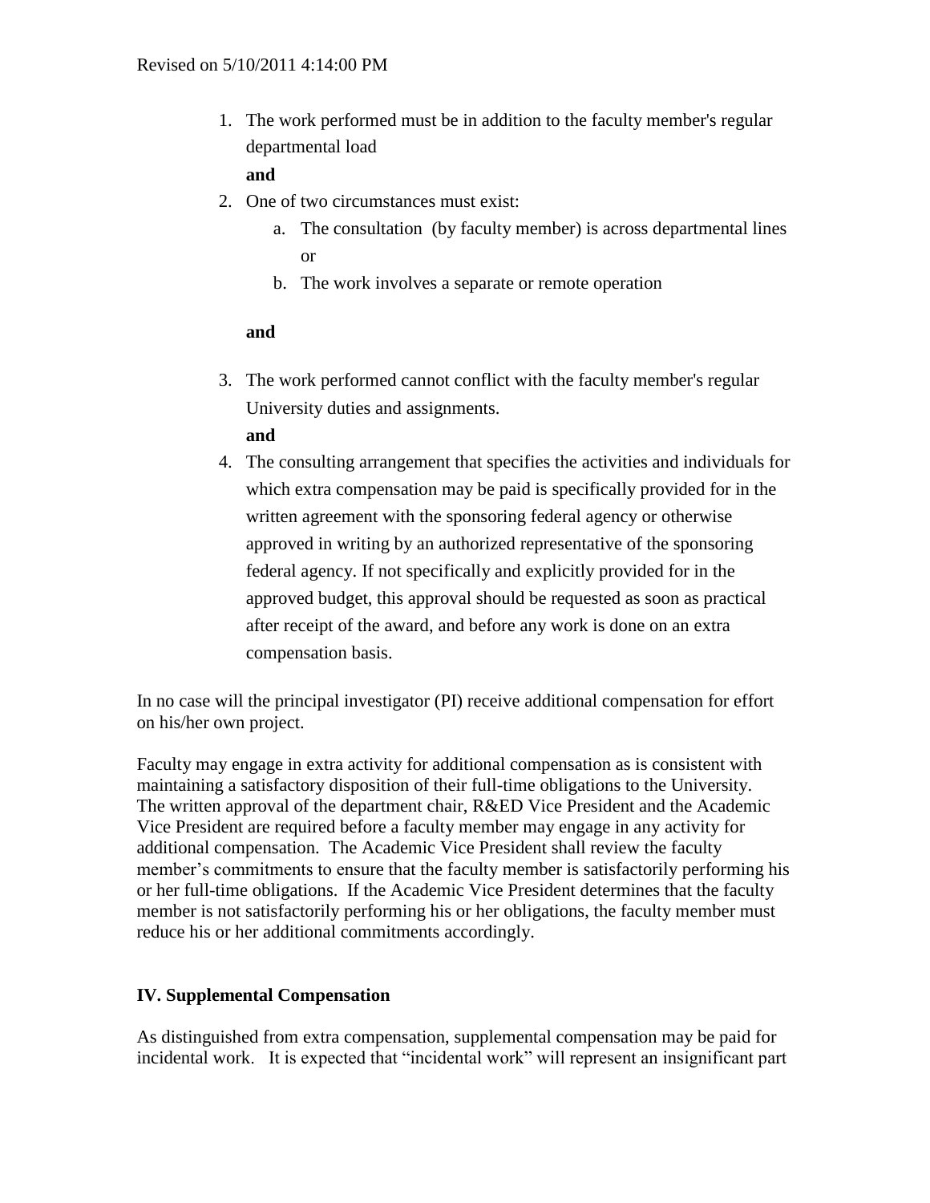1. The work performed must be in addition to the faculty member's regular departmental load

   **and**

2. One of two circumstances must exist:
   a. The consultation (by faculty member) is across departmental lines or
   b. The work involves a separate or remote operation

   **and**

3. The work performed cannot conflict with the faculty member's regular University duties and assignments.

   **and**

4. The consulting arrangement that specifies the activities and individuals for which extra compensation may be paid is specifically provided for in the written agreement with the sponsoring federal agency or otherwise approved in writing by an authorized representative of the sponsoring federal agency. If not specifically and explicitly provided for in the approved budget, this approval should be requested as soon as practical after receipt of the award, and before any work is done on an extra compensation basis.

In no case will the principal investigator (PI) receive additional compensation for effort on his/her own project.

Faculty may engage in extra activity for additional compensation as is consistent with maintaining a satisfactory disposition of their full-time obligations to the University. The written approval of the department chair, R&ED Vice President and the Academic Vice President are required before a faculty member may engage in any activity for additional compensation. The Academic Vice President shall review the faculty member's commitments to ensure that the faculty member is satisfactorily performing his or her full-time obligations. If the Academic Vice President determines that the faculty member is not satisfactorily performing his or her obligations, the faculty member must reduce his or her additional commitments accordingly.

## IV. Supplemental Compensation

As distinguished from extra compensation, supplemental compensation may be paid for incidental work. It is expected that "incidental work" will represent an insignificant part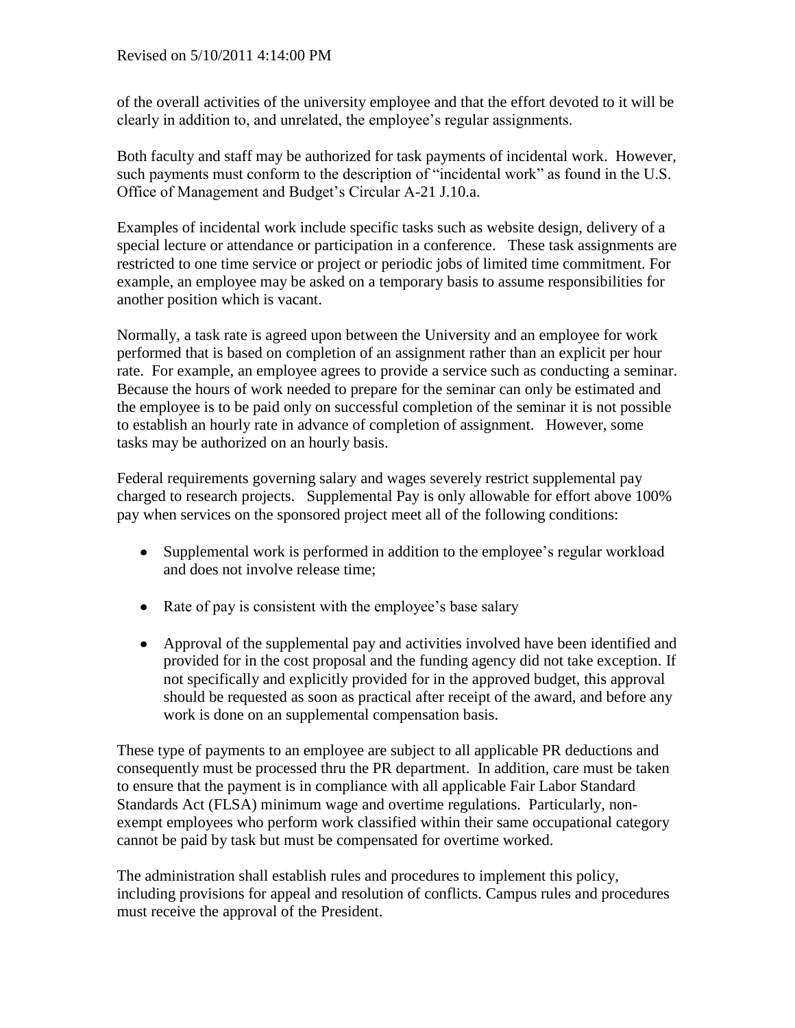of the overall activities of the university employee and that the effort devoted to it will be clearly in addition to, and unrelated, the employee's regular assignments.

Both faculty and staff may be authorized for task payments of incidental work. However, such payments must conform to the description of "incidental work" as found in the U.S. Office of Management and Budget's Circular A-21 J.10.a.

Examples of incidental work include specific tasks such as website design, delivery of a special lecture or attendance or participation in a conference. These task assignments are restricted to one time service or project or periodic jobs of limited time commitment. For example, an employee may be asked on a temporary basis to assume responsibilities for another position which is vacant.

Normally, a task rate is agreed upon between the University and an employee for work performed that is based on completion of an assignment rather than an explicit per hour rate. For example, an employee agrees to provide a service such as conducting a seminar. Because the hours of work needed to prepare for the seminar can only be estimated and the employee is to be paid only on successful completion of the seminar it is not possible to establish an hourly rate in advance of completion of assignment. However, some tasks may be authorized on an hourly basis.

Federal requirements governing salary and wages severely restrict supplemental pay charged to research projects. Supplemental Pay is only allowable for effort above 100% pay when services on the sponsored project meet all of the following conditions:

- Supplemental work is performed in addition to the employee's regular workload and does not involve release time;
- Rate of pay is consistent with the employee's base salary
- Approval of the supplemental pay and activities involved have been identified and provided for in the cost proposal and the funding agency did not take exception. If not specifically and explicitly provided for in the approved budget, this approval should be requested as soon as practical after receipt of the award, and before any work is done on an supplemental compensation basis.

These type of payments to an employee are subject to all applicable PR deductions and consequently must be processed thru the PR department. In addition, care must be taken to ensure that the payment is in compliance with all applicable Fair Labor Standard Standards Act (FLSA) minimum wage and overtime regulations. Particularly, non-exempt employees who perform work classified within their same occupational category cannot be paid by task but must be compensated for overtime worked.

The administration shall establish rules and procedures to implement this policy, including provisions for appeal and resolution of conflicts. Campus rules and procedures must receive the approval of the President.